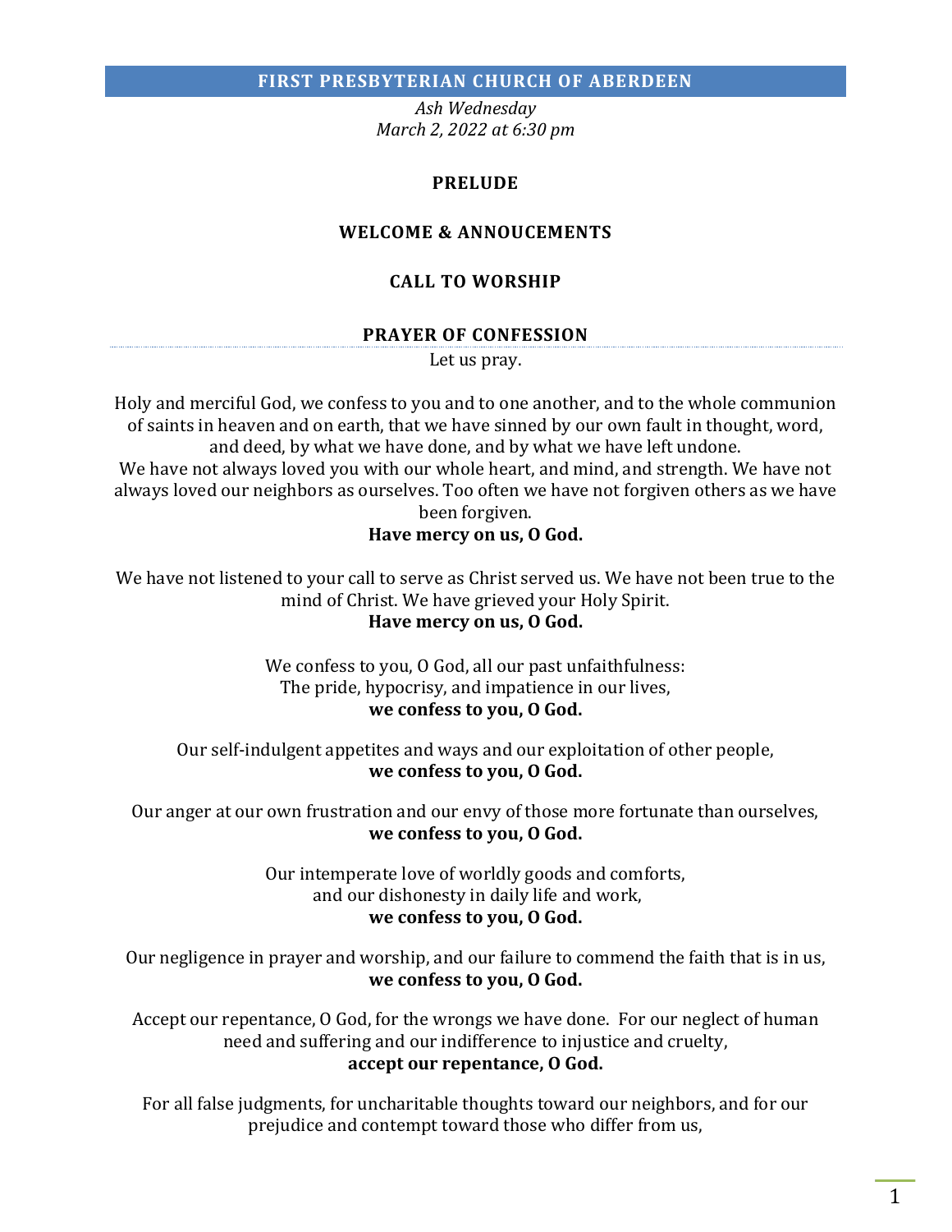# FIRST PRESBYTERIAN CHURCH OF ABERDEEN

*Ash Wednesday*
*March 2, 2022 at 6:30 pm*

**PRELUDE**

**WELCOME & ANNOUCEMENTS**

**CALL TO WORSHIP**

**PRAYER OF CONFESSION**

Let us pray.

Holy and merciful God, we confess to you and to one another, and to the whole communion of saints in heaven and on earth, that we have sinned by our own fault in thought, word, and deed, by what we have done, and by what we have left undone.
We have not always loved you with our whole heart, and mind, and strength. We have not always loved our neighbors as ourselves. Too often we have not forgiven others as we have been forgiven.
**Have mercy on us, O God.**

We have not listened to your call to serve as Christ served us. We have not been true to the mind of Christ. We have grieved your Holy Spirit.
**Have mercy on us, O God.**

We confess to you, O God, all our past unfaithfulness:
The pride, hypocrisy, and impatience in our lives,
**we confess to you, O God.**

Our self-indulgent appetites and ways and our exploitation of other people,
**we confess to you, O God.**

Our anger at our own frustration and our envy of those more fortunate than ourselves,
**we confess to you, O God.**

Our intemperate love of worldly goods and comforts,
and our dishonesty in daily life and work,
**we confess to you, O God.**

Our negligence in prayer and worship, and our failure to commend the faith that is in us,
**we confess to you, O God.**

Accept our repentance, O God, for the wrongs we have done. For our neglect of human need and suffering and our indifference to injustice and cruelty,
**accept our repentance, O God.**

For all false judgments, for uncharitable thoughts toward our neighbors, and for our prejudice and contempt toward those who differ from us,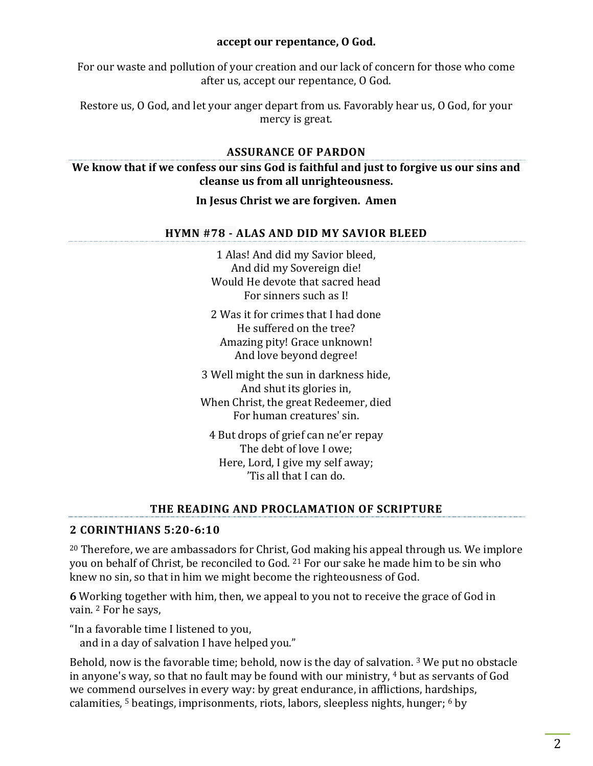**accept our repentance, O God.**

For our waste and pollution of your creation and our lack of concern for those who come after us, accept our repentance, O God.

Restore us, O God, and let your anger depart from us. Favorably hear us, O God, for your mercy is great.

## ASSURANCE OF PARDON

**We know that if we confess our sins God is faithful and just to forgive us our sins and cleanse us from all unrighteousness.**

**In Jesus Christ we are forgiven. Amen**

## HYMN #78 - ALAS AND DID MY SAVIOR BLEED

1 Alas! And did my Savior bleed,
And did my Sovereign die!
Would He devote that sacred head
For sinners such as I!

2 Was it for crimes that I had done
He suffered on the tree?
Amazing pity! Grace unknown!
And love beyond degree!

3 Well might the sun in darkness hide,
And shut its glories in,
When Christ, the great Redeemer, died
For human creatures' sin.

4 But drops of grief can ne'er repay
The debt of love I owe;
Here, Lord, I give my self away;
'Tis all that I can do.

## THE READING AND PROCLAMATION OF SCRIPTURE

### 2 CORINTHIANS 5:20-6:10

[20] Therefore, we are ambassadors for Christ, God making his appeal through us. We implore you on behalf of Christ, be reconciled to God. [21] For our sake he made him to be sin who knew no sin, so that in him we might become the righteousness of God.

**6** Working together with him, then, we appeal to you not to receive the grace of God in vain. [2] For he says,

"In a favorable time I listened to you,
   and in a day of salvation I have helped you."

Behold, now is the favorable time; behold, now is the day of salvation. [3] We put no obstacle in anyone's way, so that no fault may be found with our ministry, [4] but as servants of God we commend ourselves in every way: by great endurance, in afflictions, hardships, calamities, [5] beatings, imprisonments, riots, labors, sleepless nights, hunger; [6] by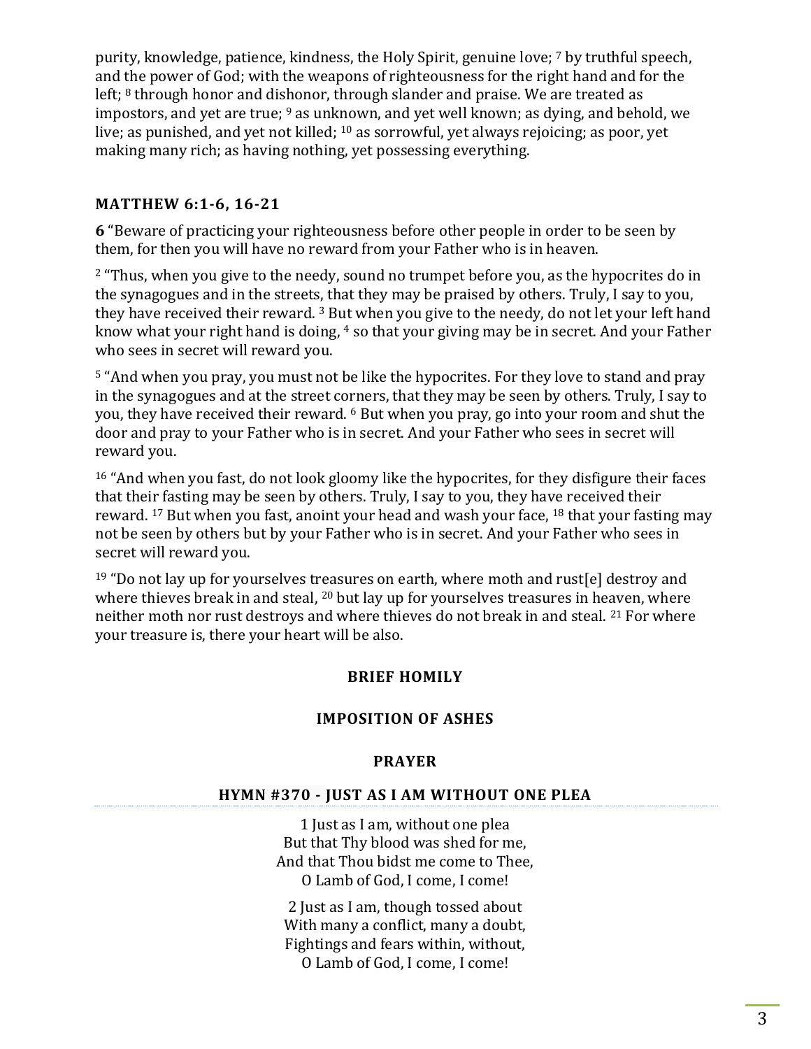purity, knowledge, patience, kindness, the Holy Spirit, genuine love; [7] by truthful speech, and the power of God; with the weapons of righteousness for the right hand and for the left; [8] through honor and dishonor, through slander and praise. We are treated as impostors, and yet are true; [9] as unknown, and yet well known; as dying, and behold, we live; as punished, and yet not killed; [10] as sorrowful, yet always rejoicing; as poor, yet making many rich; as having nothing, yet possessing everything.

### MATTHEW 6:1-6, 16-21

**6** "Beware of practicing your righteousness before other people in order to be seen by them, for then you will have no reward from your Father who is in heaven.

[2] "Thus, when you give to the needy, sound no trumpet before you, as the hypocrites do in the synagogues and in the streets, that they may be praised by others. Truly, I say to you, they have received their reward. [3] But when you give to the needy, do not let your left hand know what your right hand is doing, [4] so that your giving may be in secret. And your Father who sees in secret will reward you.

[5] "And when you pray, you must not be like the hypocrites. For they love to stand and pray in the synagogues and at the street corners, that they may be seen by others. Truly, I say to you, they have received their reward. [6] But when you pray, go into your room and shut the door and pray to your Father who is in secret. And your Father who sees in secret will reward you.

[16] "And when you fast, do not look gloomy like the hypocrites, for they disfigure their faces that their fasting may be seen by others. Truly, I say to you, they have received their reward. [17] But when you fast, anoint your head and wash your face, [18] that your fasting may not be seen by others but by your Father who is in secret. And your Father who sees in secret will reward you.

[19] "Do not lay up for yourselves treasures on earth, where moth and rust[e] destroy and where thieves break in and steal, [20] but lay up for yourselves treasures in heaven, where neither moth nor rust destroys and where thieves do not break in and steal. [21] For where your treasure is, there your heart will be also.

**BRIEF HOMILY**

**IMPOSITION OF ASHES**

**PRAYER**

### HYMN #370 - JUST AS I AM WITHOUT ONE PLEA

1 Just as I am, without one plea
But that Thy blood was shed for me,
And that Thou bidst me come to Thee,
O Lamb of God, I come, I come!

2 Just as I am, though tossed about
With many a conflict, many a doubt,
Fightings and fears within, without,
O Lamb of God, I come, I come!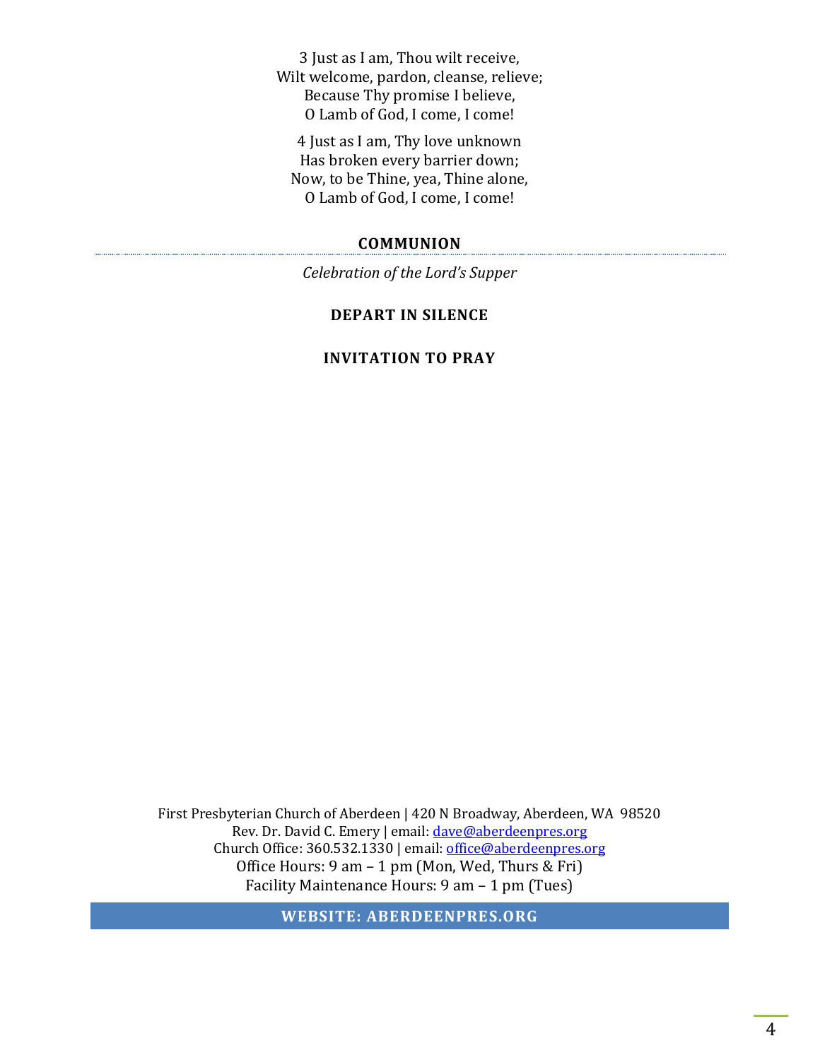3 Just as I am, Thou wilt receive,
Wilt welcome, pardon, cleanse, relieve;
Because Thy promise I believe,
O Lamb of God, I come, I come!

4 Just as I am, Thy love unknown
Has broken every barrier down;
Now, to be Thine, yea, Thine alone,
O Lamb of God, I come, I come!

## COMMUNION

*Celebration of the Lord's Supper*

## DEPART IN SILENCE

## INVITATION TO PRAY

First Presbyterian Church of Aberdeen | 420 N Broadway, Aberdeen, WA 98520
Rev. Dr. David C. Emery | email: dave@aberdeenpres.org
Church Office: 360.532.1330 | email: office@aberdeenpres.org
Office Hours: 9 am – 1 pm (Mon, Wed, Thurs & Fri)
Facility Maintenance Hours: 9 am – 1 pm (Tues)

**WEBSITE: ABERDEENPRES.ORG**